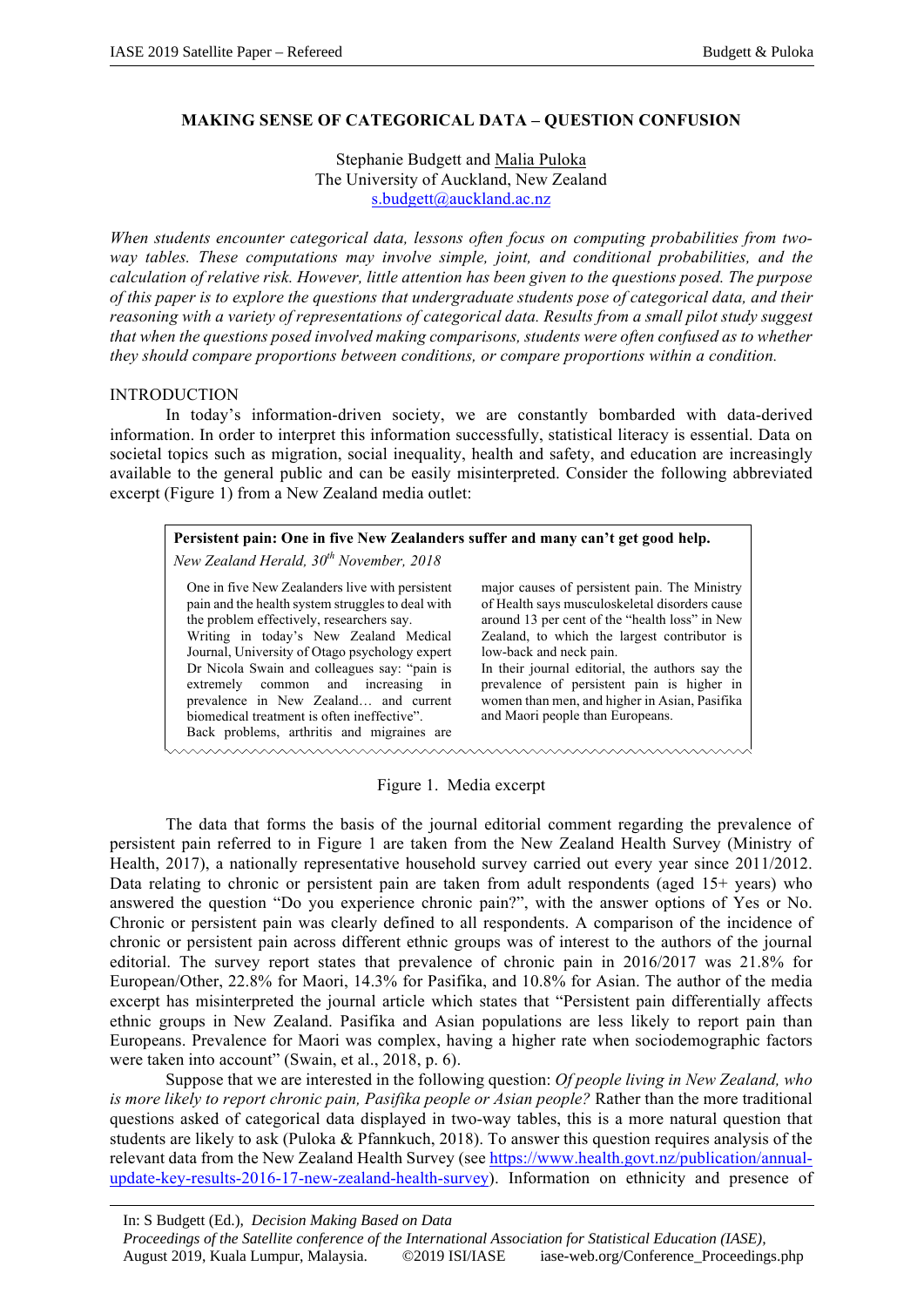# MAKING SENSE OF CATEGORICAL DATA – QUESTION CONFUSION

Stephanie Budgett and Malia Puloka
The University of Auckland, New Zealand
s.budgett@auckland.ac.nz

*When students encounter categorical data, lessons often focus on computing probabilities from two-way tables. These computations may involve simple, joint, and conditional probabilities, and the calculation of relative risk. However, little attention has been given to the questions posed. The purpose of this paper is to explore the questions that undergraduate students pose of categorical data, and their reasoning with a variety of representations of categorical data. Results from a small pilot study suggest that when the questions posed involved making comparisons, students were often confused as to whether they should compare proportions between conditions, or compare proportions within a condition.*

## INTRODUCTION

In today's information-driven society, we are constantly bombarded with data-derived information. In order to interpret this information successfully, statistical literacy is essential. Data on societal topics such as migration, social inequality, health and safety, and education are increasingly available to the general public and can be easily misinterpreted. Consider the following abbreviated excerpt (Figure 1) from a New Zealand media outlet:

> **Persistent pain: One in five New Zealanders suffer and many can't get good help.**
>
> *New Zealand Herald, 30th November, 2018*
>
> One in five New Zealanders live with persistent pain and the health system struggles to deal with the problem effectively, researchers say.
> Writing in today's New Zealand Medical Journal, University of Otago psychology expert Dr Nicola Swain and colleagues say: "pain is extremely common and increasing in prevalence in New Zealand… and current biomedical treatment is often ineffective".
> Back problems, arthritis and migraines are major causes of persistent pain. The Ministry of Health says musculoskeletal disorders cause around 13 per cent of the "health loss" in New Zealand, to which the largest contributor is low-back and neck pain.
> In their journal editorial, the authors say the prevalence of persistent pain is higher in women than men, and higher in Asian, Pasifika and Maori people than Europeans.

Figure 1. Media excerpt

The data that forms the basis of the journal editorial comment regarding the prevalence of persistent pain referred to in Figure 1 are taken from the New Zealand Health Survey (Ministry of Health, 2017), a nationally representative household survey carried out every year since 2011/2012. Data relating to chronic or persistent pain are taken from adult respondents (aged 15+ years) who answered the question "Do you experience chronic pain?", with the answer options of Yes or No. Chronic or persistent pain was clearly defined to all respondents. A comparison of the incidence of chronic or persistent pain across different ethnic groups was of interest to the authors of the journal editorial. The survey report states that prevalence of chronic pain in 2016/2017 was 21.8% for European/Other, 22.8% for Maori, 14.3% for Pasifika, and 10.8% for Asian. The author of the media excerpt has misinterpreted the journal article which states that "Persistent pain differentially affects ethnic groups in New Zealand. Pasifika and Asian populations are less likely to report pain than Europeans. Prevalence for Maori was complex, having a higher rate when sociodemographic factors were taken into account" (Swain, et al., 2018, p. 6).

Suppose that we are interested in the following question: *Of people living in New Zealand, who is more likely to report chronic pain, Pasifika people or Asian people?* Rather than the more traditional questions asked of categorical data displayed in two-way tables, this is a more natural question that students are likely to ask (Puloka & Pfannkuch, 2018). To answer this question requires analysis of the relevant data from the New Zealand Health Survey (see https://www.health.govt.nz/publication/annual-update-key-results-2016-17-new-zealand-health-survey). Information on ethnicity and presence of

In: S Budgett (Ed.), *Decision Making Based on Data*
*Proceedings of the Satellite conference of the International Association for Statistical Education (IASE),*
August 2019, Kuala Lumpur, Malaysia. ©2019 ISI/IASE iase-web.org/Conference_Proceedings.php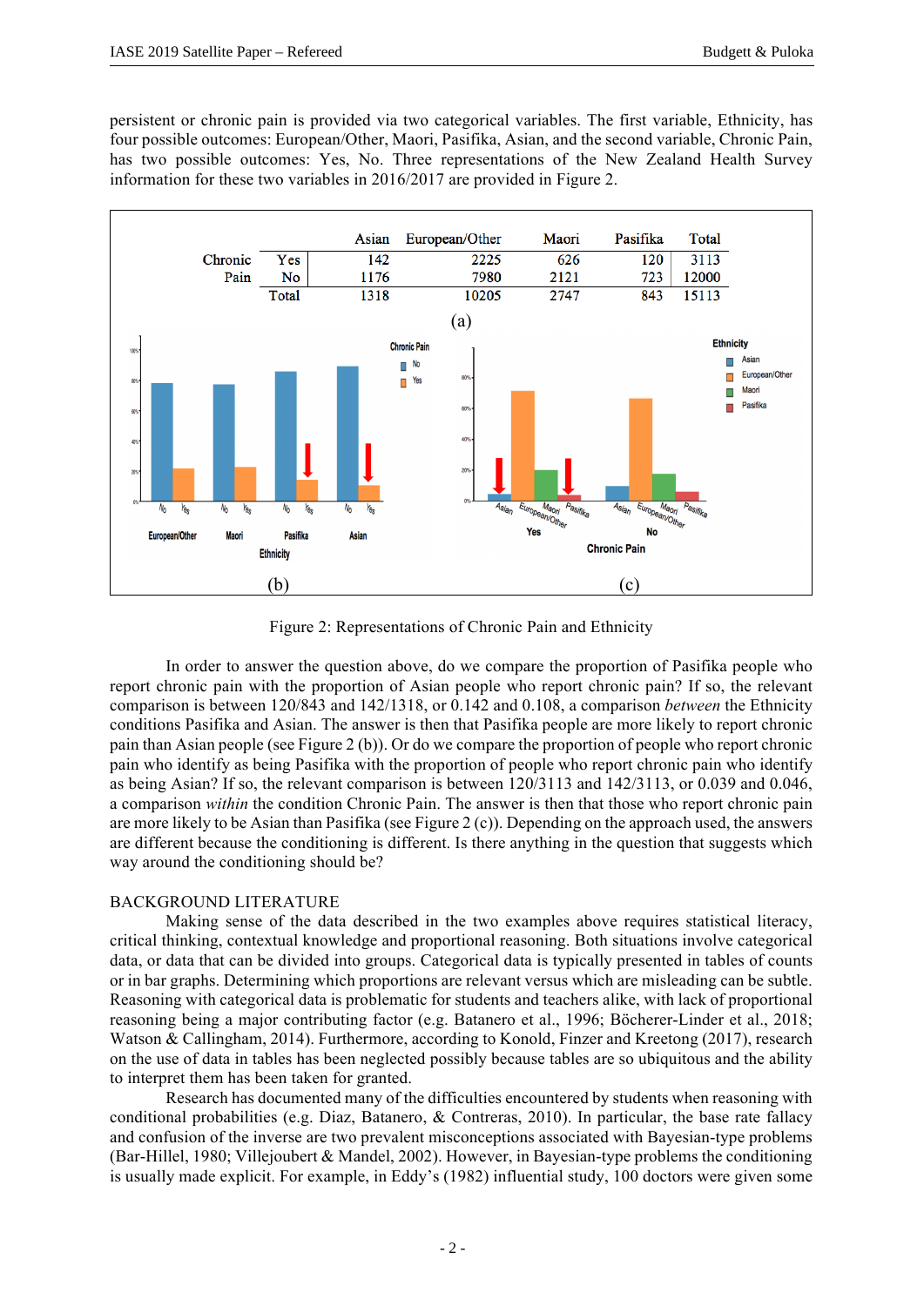persistent or chronic pain is provided via two categorical variables. The first variable, Ethnicity, has four possible outcomes: European/Other, Maori, Pasifika, Asian, and the second variable, Chronic Pain, has two possible outcomes: Yes, No. Three representations of the New Zealand Health Survey information for these two variables in 2016/2017 are provided in Figure 2.

| | | Asian | European/Other | Maori | Pasifika | Total |
|---|---|---|---|---|---|---|
| Chronic Pain | Yes | 142 | 2225 | 626 | 120 | 3113 |
| | No | 1176 | 7980 | 2121 | 723 | 12000 |
| | Total | 1318 | 10205 | 2747 | 843 | 15113 |

(a)

(b) (c)

Figure 2: Representations of Chronic Pain and Ethnicity

In order to answer the question above, do we compare the proportion of Pasifika people who report chronic pain with the proportion of Asian people who report chronic pain? If so, the relevant comparison is between 120/843 and 142/1318, or 0.142 and 0.108, a comparison *between* the Ethnicity conditions Pasifika and Asian. The answer is then that Pasifika people are more likely to report chronic pain than Asian people (see Figure 2 (b)). Or do we compare the proportion of people who report chronic pain who identify as being Pasifika with the proportion of people who report chronic pain who identify as being Asian? If so, the relevant comparison is between 120/3113 and 142/3113, or 0.039 and 0.046, a comparison *within* the condition Chronic Pain. The answer is then that those who report chronic pain are more likely to be Asian than Pasifika (see Figure 2 (c)). Depending on the approach used, the answers are different because the conditioning is different. Is there anything in the question that suggests which way around the conditioning should be?

## BACKGROUND LITERATURE

Making sense of the data described in the two examples above requires statistical literacy, critical thinking, contextual knowledge and proportional reasoning. Both situations involve categorical data, or data that can be divided into groups. Categorical data is typically presented in tables of counts or in bar graphs. Determining which proportions are relevant versus which are misleading can be subtle. Reasoning with categorical data is problematic for students and teachers alike, with lack of proportional reasoning being a major contributing factor (e.g. Batanero et al., 1996; Böcherer-Linder et al., 2018; Watson & Callingham, 2014). Furthermore, according to Konold, Finzer and Kreetong (2017), research on the use of data in tables has been neglected possibly because tables are so ubiquitous and the ability to interpret them has been taken for granted.

Research has documented many of the difficulties encountered by students when reasoning with conditional probabilities (e.g. Diaz, Batanero, & Contreras, 2010). In particular, the base rate fallacy and confusion of the inverse are two prevalent misconceptions associated with Bayesian-type problems (Bar-Hillel, 1980; Villejoubert & Mandel, 2002). However, in Bayesian-type problems the conditioning is usually made explicit. For example, in Eddy's (1982) influential study, 100 doctors were given some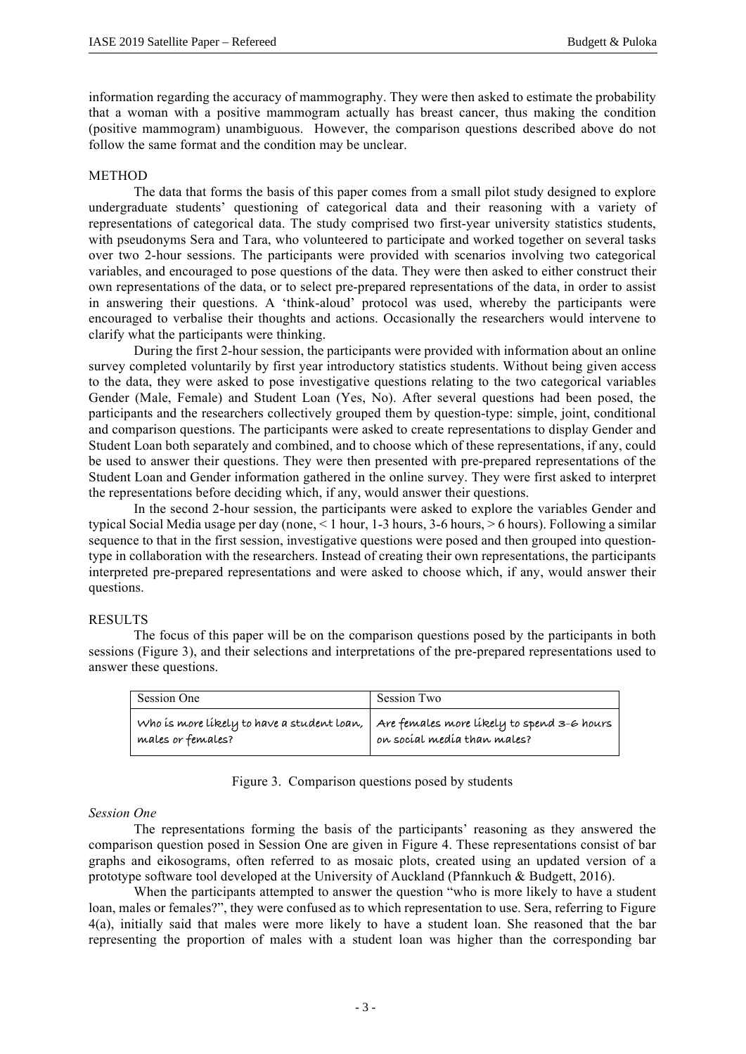information regarding the accuracy of mammography. They were then asked to estimate the probability that a woman with a positive mammogram actually has breast cancer, thus making the condition (positive mammogram) unambiguous. However, the comparison questions described above do not follow the same format and the condition may be unclear.

## METHOD

The data that forms the basis of this paper comes from a small pilot study designed to explore undergraduate students' questioning of categorical data and their reasoning with a variety of representations of categorical data. The study comprised two first-year university statistics students, with pseudonyms Sera and Tara, who volunteered to participate and worked together on several tasks over two 2-hour sessions. The participants were provided with scenarios involving two categorical variables, and encouraged to pose questions of the data. They were then asked to either construct their own representations of the data, or to select pre-prepared representations of the data, in order to assist in answering their questions. A 'think-aloud' protocol was used, whereby the participants were encouraged to verbalise their thoughts and actions. Occasionally the researchers would intervene to clarify what the participants were thinking.

During the first 2-hour session, the participants were provided with information about an online survey completed voluntarily by first year introductory statistics students. Without being given access to the data, they were asked to pose investigative questions relating to the two categorical variables Gender (Male, Female) and Student Loan (Yes, No). After several questions had been posed, the participants and the researchers collectively grouped them by question-type: simple, joint, conditional and comparison questions. The participants were asked to create representations to display Gender and Student Loan both separately and combined, and to choose which of these representations, if any, could be used to answer their questions. They were then presented with pre-prepared representations of the Student Loan and Gender information gathered in the online survey. They were first asked to interpret the representations before deciding which, if any, would answer their questions.

In the second 2-hour session, the participants were asked to explore the variables Gender and typical Social Media usage per day (none, < 1 hour, 1-3 hours, 3-6 hours, > 6 hours). Following a similar sequence to that in the first session, investigative questions were posed and then grouped into question-type in collaboration with the researchers. Instead of creating their own representations, the participants interpreted pre-prepared representations and were asked to choose which, if any, would answer their questions.

## RESULTS

The focus of this paper will be on the comparison questions posed by the participants in both sessions (Figure 3), and their selections and interpretations of the pre-prepared representations used to answer these questions.

| Session One | Session Two |
|---|---|
| Who is more likely to have a student loan, males or females? | Are females more likely to spend 3-6 hours on social media than males? |

Figure 3. Comparison questions posed by students

### *Session One*

The representations forming the basis of the participants' reasoning as they answered the comparison question posed in Session One are given in Figure 4. These representations consist of bar graphs and eikosograms, often referred to as mosaic plots, created using an updated version of a prototype software tool developed at the University of Auckland (Pfannkuch & Budgett, 2016).

When the participants attempted to answer the question "who is more likely to have a student loan, males or females?", they were confused as to which representation to use. Sera, referring to Figure 4(a), initially said that males were more likely to have a student loan. She reasoned that the bar representing the proportion of males with a student loan was higher than the corresponding bar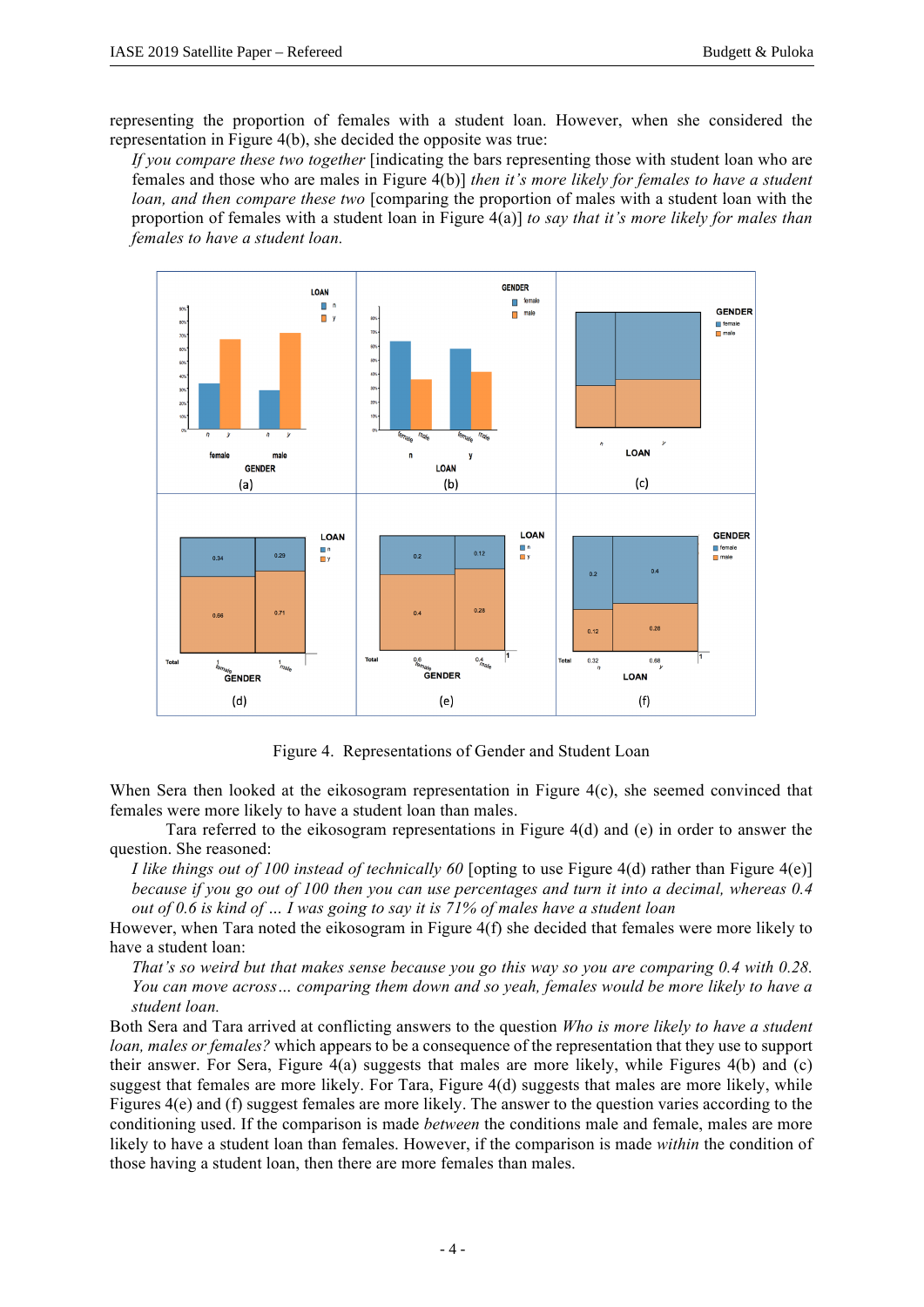representing the proportion of females with a student loan. However, when she considered the representation in Figure 4(b), she decided the opposite was true:

> *If you compare these two together* [indicating the bars representing those with student loan who are females and those who are males in Figure 4(b)] *then it's more likely for females to have a student loan, and then compare these two* [comparing the proportion of males with a student loan with the proportion of females with a student loan in Figure 4(a)] *to say that it's more likely for males than females to have a student loan.*

Figure 4. Representations of Gender and Student Loan

When Sera then looked at the eikosogram representation in Figure 4(c), she seemed convinced that females were more likely to have a student loan than males.

Tara referred to the eikosogram representations in Figure 4(d) and (e) in order to answer the question. She reasoned:

> *I like things out of 100 instead of technically 60* [opting to use Figure 4(d) rather than Figure 4(e)] *because if you go out of 100 then you can use percentages and turn it into a decimal, whereas 0.4 out of 0.6 is kind of … I was going to say it is 71% of males have a student loan*

However, when Tara noted the eikosogram in Figure 4(f) she decided that females were more likely to have a student loan:

> *That's so weird but that makes sense because you go this way so you are comparing 0.4 with 0.28. You can move across… comparing them down and so yeah, females would be more likely to have a student loan.*

Both Sera and Tara arrived at conflicting answers to the question *Who is more likely to have a student loan, males or females?* which appears to be a consequence of the representation that they use to support their answer. For Sera, Figure 4(a) suggests that males are more likely, while Figures 4(b) and (c) suggest that females are more likely. For Tara, Figure 4(d) suggests that males are more likely, while Figures 4(e) and (f) suggest females are more likely. The answer to the question varies according to the conditioning used. If the comparison is made *between* the conditions male and female, males are more likely to have a student loan than females. However, if the comparison is made *within* the condition of those having a student loan, then there are more females than males.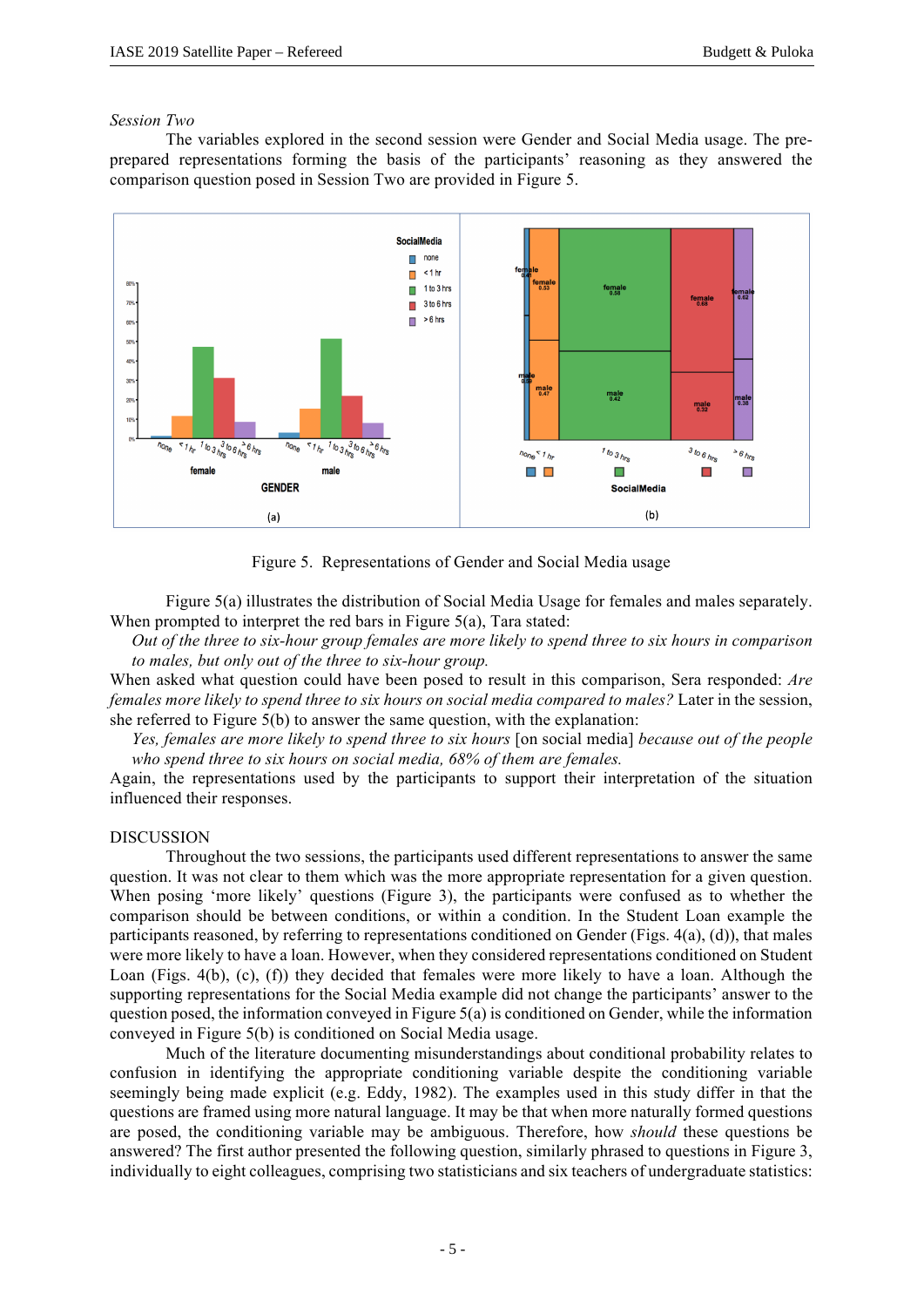*Session Two*

The variables explored in the second session were Gender and Social Media usage. The pre-prepared representations forming the basis of the participants' reasoning as they answered the comparison question posed in Session Two are provided in Figure 5.

Figure 5. Representations of Gender and Social Media usage

Figure 5(a) illustrates the distribution of Social Media Usage for females and males separately. When prompted to interpret the red bars in Figure 5(a), Tara stated:

*Out of the three to six-hour group females are more likely to spend three to six hours in comparison to males, but only out of the three to six-hour group.*

When asked what question could have been posed to result in this comparison, Sera responded: *Are females more likely to spend three to six hours on social media compared to males?* Later in the session, she referred to Figure 5(b) to answer the same question, with the explanation:

*Yes, females are more likely to spend three to six hours* [on social media] *because out of the people who spend three to six hours on social media, 68% of them are females.*

Again, the representations used by the participants to support their interpretation of the situation influenced their responses.

## DISCUSSION

Throughout the two sessions, the participants used different representations to answer the same question. It was not clear to them which was the more appropriate representation for a given question. When posing 'more likely' questions (Figure 3), the participants were confused as to whether the comparison should be between conditions, or within a condition. In the Student Loan example the participants reasoned, by referring to representations conditioned on Gender (Figs. 4(a), (d)), that males were more likely to have a loan. However, when they considered representations conditioned on Student Loan (Figs. 4(b), (c), (f)) they decided that females were more likely to have a loan. Although the supporting representations for the Social Media example did not change the participants' answer to the question posed, the information conveyed in Figure 5(a) is conditioned on Gender, while the information conveyed in Figure 5(b) is conditioned on Social Media usage.

Much of the literature documenting misunderstandings about conditional probability relates to confusion in identifying the appropriate conditioning variable despite the conditioning variable seemingly being made explicit (e.g. Eddy, 1982). The examples used in this study differ in that the questions are framed using more natural language. It may be that when more naturally formed questions are posed, the conditioning variable may be ambiguous. Therefore, how *should* these questions be answered? The first author presented the following question, similarly phrased to questions in Figure 3, individually to eight colleagues, comprising two statisticians and six teachers of undergraduate statistics: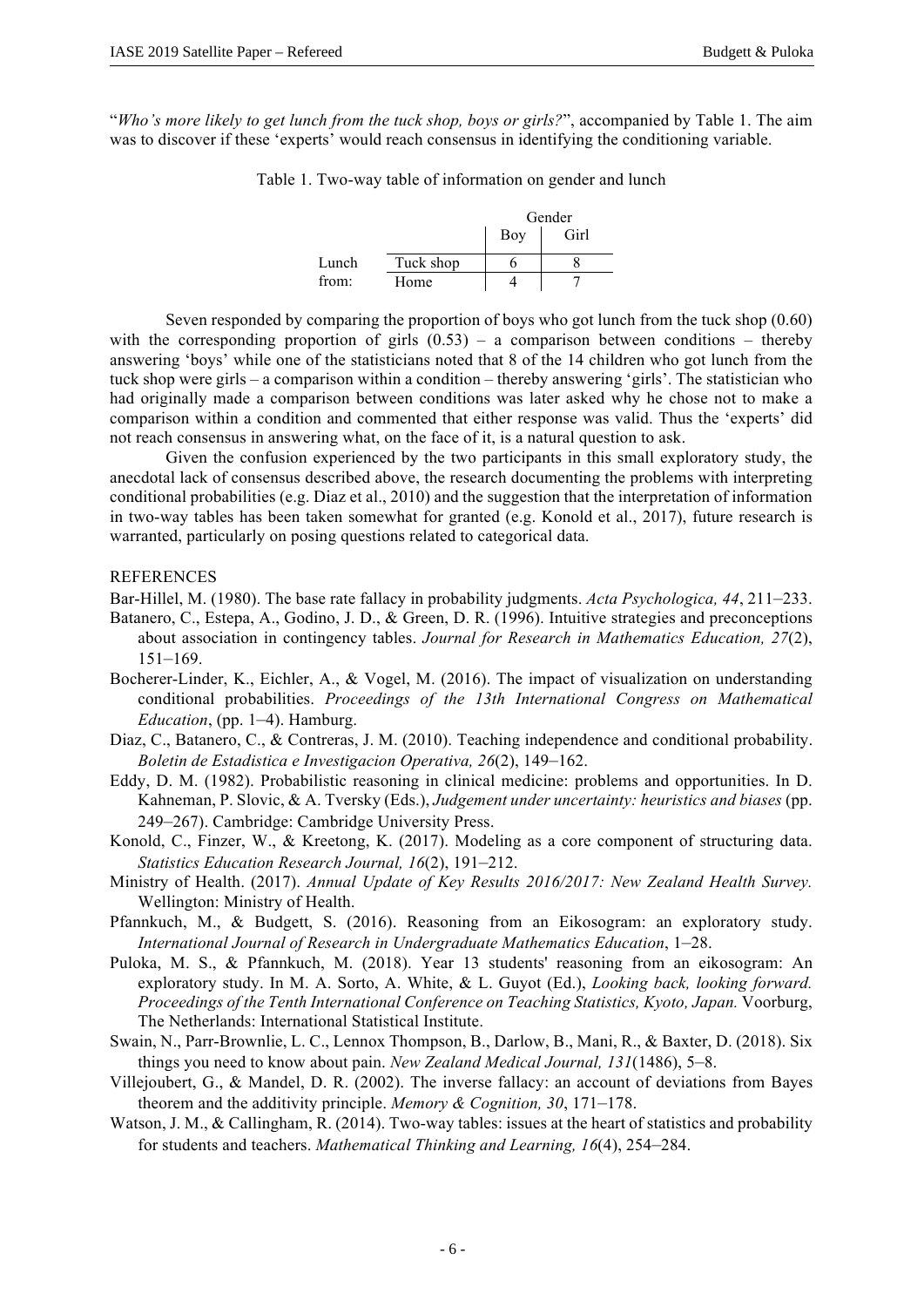"*Who's more likely to get lunch from the tuck shop, boys or girls?*", accompanied by Table 1. The aim was to discover if these 'experts' would reach consensus in identifying the conditioning variable.

Table 1. Two-way table of information on gender and lunch

| | | Gender | |
|---|---|---|---|
| | | Boy | Girl |
| Lunch from: | Tuck shop | 6 | 8 |
| | Home | 4 | 7 |

Seven responded by comparing the proportion of boys who got lunch from the tuck shop (0.60) with the corresponding proportion of girls (0.53) – a comparison between conditions – thereby answering 'boys' while one of the statisticians noted that 8 of the 14 children who got lunch from the tuck shop were girls – a comparison within a condition – thereby answering 'girls'. The statistician who had originally made a comparison between conditions was later asked why he chose not to make a comparison within a condition and commented that either response was valid. Thus the 'experts' did not reach consensus in answering what, on the face of it, is a natural question to ask.

Given the confusion experienced by the two participants in this small exploratory study, the anecdotal lack of consensus described above, the research documenting the problems with interpreting conditional probabilities (e.g. Diaz et al., 2010) and the suggestion that the interpretation of information in two-way tables has been taken somewhat for granted (e.g. Konold et al., 2017), future research is warranted, particularly on posing questions related to categorical data.

## REFERENCES

Bar-Hillel, M. (1980). The base rate fallacy in probability judgments. *Acta Psychologica, 44*, 211–233.

Batanero, C., Estepa, A., Godino, J. D., & Green, D. R. (1996). Intuitive strategies and preconceptions about association in contingency tables. *Journal for Research in Mathematics Education, 27*(2), 151–169.

Bocherer-Linder, K., Eichler, A., & Vogel, M. (2016). The impact of visualization on understanding conditional probabilities. *Proceedings of the 13th International Congress on Mathematical Education*, (pp. 1–4). Hamburg.

Diaz, C., Batanero, C., & Contreras, J. M. (2010). Teaching independence and conditional probability. *Boletin de Estadistica e Investigacion Operativa, 26*(2), 149–162.

Eddy, D. M. (1982). Probabilistic reasoning in clinical medicine: problems and opportunities. In D. Kahneman, P. Slovic, & A. Tversky (Eds.), *Judgement under uncertainty: heuristics and biases* (pp. 249–267). Cambridge: Cambridge University Press.

Konold, C., Finzer, W., & Kreetong, K. (2017). Modeling as a core component of structuring data. *Statistics Education Research Journal, 16*(2), 191–212.

Ministry of Health. (2017). *Annual Update of Key Results 2016/2017: New Zealand Health Survey.* Wellington: Ministry of Health.

Pfannkuch, M., & Budgett, S. (2016). Reasoning from an Eikosogram: an exploratory study. *International Journal of Research in Undergraduate Mathematics Education*, 1–28.

Puloka, M. S., & Pfannkuch, M. (2018). Year 13 students' reasoning from an eikosogram: An exploratory study. In M. A. Sorto, A. White, & L. Guyot (Ed.), *Looking back, looking forward. Proceedings of the Tenth International Conference on Teaching Statistics, Kyoto, Japan.* Voorburg, The Netherlands: International Statistical Institute.

Swain, N., Parr-Brownlie, L. C., Lennox Thompson, B., Darlow, B., Mani, R., & Baxter, D. (2018). Six things you need to know about pain. *New Zealand Medical Journal, 131*(1486), 5–8.

Villejoubert, G., & Mandel, D. R. (2002). The inverse fallacy: an account of deviations from Bayes theorem and the additivity principle. *Memory & Cognition, 30*, 171–178.

Watson, J. M., & Callingham, R. (2014). Two-way tables: issues at the heart of statistics and probability for students and teachers. *Mathematical Thinking and Learning, 16*(4), 254–284.